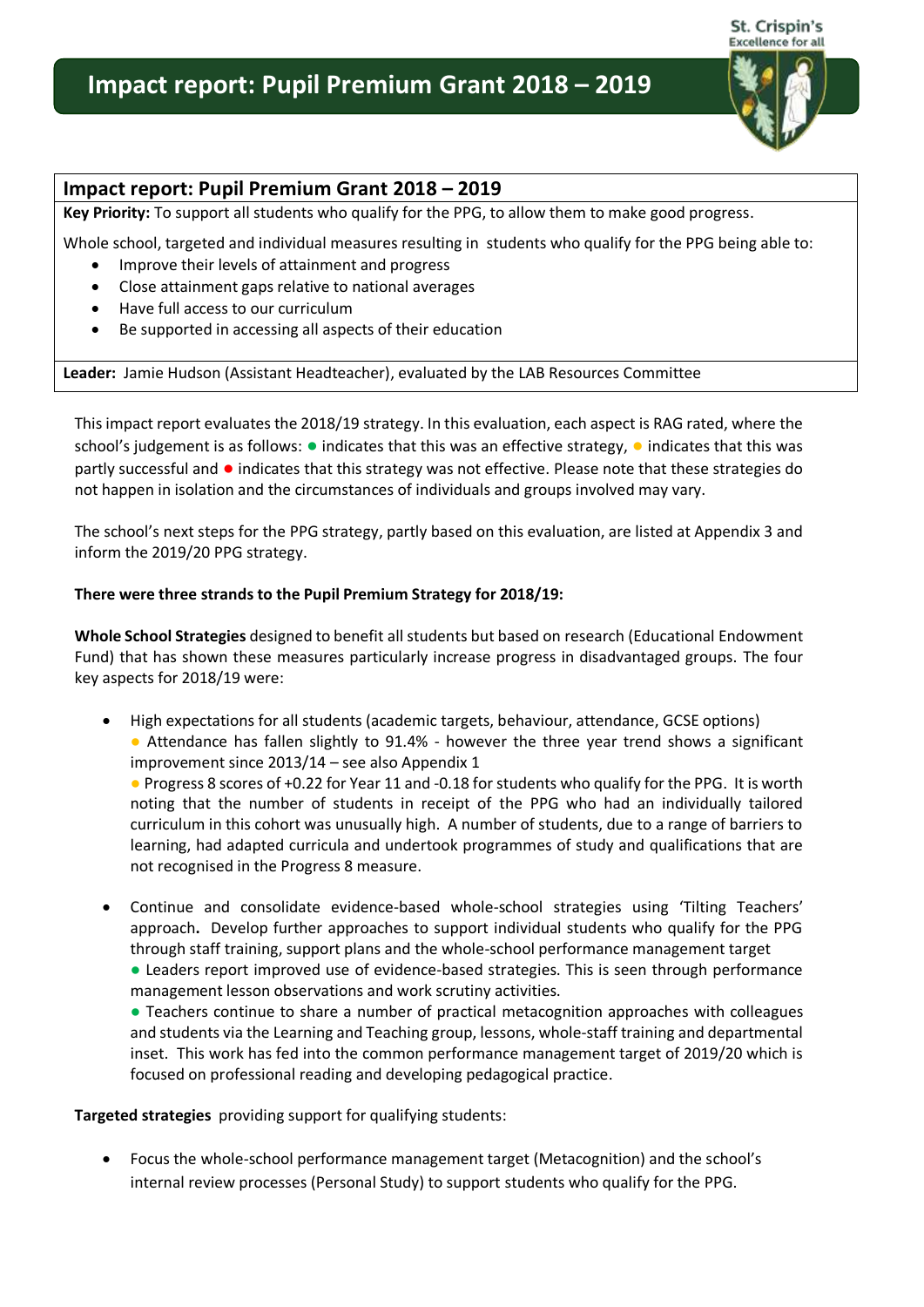# Impact report: Pupil Premium Grant 2018 – 2019

## Impact report: Pupil Premium Grant 2018 – 2019

**Key Priority:** To support all students who qualify for the PPG, to allow them to make good progress.

Whole school, targeted and individual measures resulting in students who qualify for the PPG being able to:

- Improve their levels of attainment and progress
- Close attainment gaps relative to national averages
- Have full access to our curriculum
- Be supported in accessing all aspects of their education

**Leader:** Jamie Hudson (Assistant Headteacher), evaluated by the LAB Resources Committee

This impact report evaluates the 2018/19 strategy. In this evaluation, each aspect is RAG rated, where the school's judgement is as follows: ● indicates that this was an effective strategy, ● indicates that this was partly successful and ● indicates that this strategy was not effective. Please note that these strategies do not happen in isolation and the circumstances of individuals and groups involved may vary.

The school's next steps for the PPG strategy, partly based on this evaluation, are listed at Appendix 3 and inform the 2019/20 PPG strategy.

**There were three strands to the Pupil Premium Strategy for 2018/19:**

**Whole School Strategies** designed to benefit all students but based on research (Educational Endowment Fund) that has shown these measures particularly increase progress in disadvantaged groups. The four key aspects for 2018/19 were:

- High expectations for all students (academic targets, behaviour, attendance, GCSE options)
  ● Attendance has fallen slightly to 91.4% - however the three year trend shows a significant improvement since 2013/14 – see also Appendix 1
  ● Progress 8 scores of +0.22 for Year 11 and -0.18 for students who qualify for the PPG. It is worth noting that the number of students in receipt of the PPG who had an individually tailored curriculum in this cohort was unusually high. A number of students, due to a range of barriers to learning, had adapted curricula and undertook programmes of study and qualifications that are not recognised in the Progress 8 measure.

- Continue and consolidate evidence-based whole-school strategies using 'Tilting Teachers' approach**.** Develop further approaches to support individual students who qualify for the PPG through staff training, support plans and the whole-school performance management target
  ● Leaders report improved use of evidence-based strategies. This is seen through performance management lesson observations and work scrutiny activities.
  ● Teachers continue to share a number of practical metacognition approaches with colleagues and students via the Learning and Teaching group, lessons, whole-staff training and departmental inset. This work has fed into the common performance management target of 2019/20 which is focused on professional reading and developing pedagogical practice.

**Targeted strategies** providing support for qualifying students:

- Focus the whole-school performance management target (Metacognition) and the school's internal review processes (Personal Study) to support students who qualify for the PPG.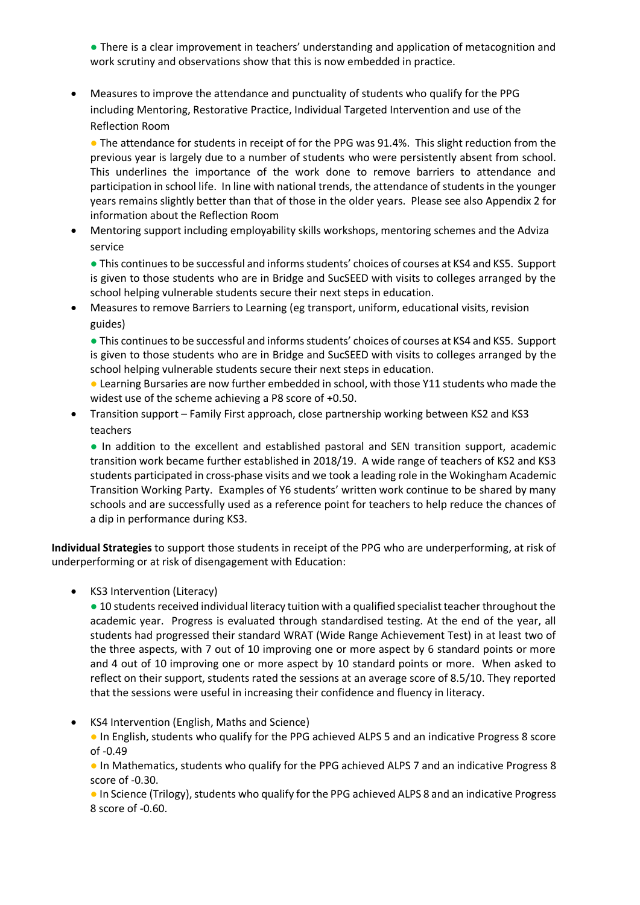● There is a clear improvement in teachers' understanding and application of metacognition and work scrutiny and observations show that this is now embedded in practice.

- Measures to improve the attendance and punctuality of students who qualify for the PPG including Mentoring, Restorative Practice, Individual Targeted Intervention and use of the Reflection Room

  ● The attendance for students in receipt of for the PPG was 91.4%. This slight reduction from the previous year is largely due to a number of students who were persistently absent from school. This underlines the importance of the work done to remove barriers to attendance and participation in school life. In line with national trends, the attendance of students in the younger years remains slightly better than that of those in the older years. Please see also Appendix 2 for information about the Reflection Room

- Mentoring support including employability skills workshops, mentoring schemes and the Adviza service

  ● This continues to be successful and informs students' choices of courses at KS4 and KS5. Support is given to those students who are in Bridge and SucSEED with visits to colleges arranged by the school helping vulnerable students secure their next steps in education.

- Measures to remove Barriers to Learning (eg transport, uniform, educational visits, revision guides)

  ● This continues to be successful and informs students' choices of courses at KS4 and KS5. Support is given to those students who are in Bridge and SucSEED with visits to colleges arranged by the school helping vulnerable students secure their next steps in education.

  ● Learning Bursaries are now further embedded in school, with those Y11 students who made the widest use of the scheme achieving a P8 score of +0.50.

- Transition support – Family First approach, close partnership working between KS2 and KS3 teachers

  ● In addition to the excellent and established pastoral and SEN transition support, academic transition work became further established in 2018/19. A wide range of teachers of KS2 and KS3 students participated in cross-phase visits and we took a leading role in the Wokingham Academic Transition Working Party. Examples of Y6 students' written work continue to be shared by many schools and are successfully used as a reference point for teachers to help reduce the chances of a dip in performance during KS3.

**Individual Strategies** to support those students in receipt of the PPG who are underperforming, at risk of underperforming or at risk of disengagement with Education:

- KS3 Intervention (Literacy)

  ● 10 students received individual literacy tuition with a qualified specialist teacher throughout the academic year. Progress is evaluated through standardised testing. At the end of the year, all students had progressed their standard WRAT (Wide Range Achievement Test) in at least two of the three aspects, with 7 out of 10 improving one or more aspect by 6 standard points or more and 4 out of 10 improving one or more aspect by 10 standard points or more. When asked to reflect on their support, students rated the sessions at an average score of 8.5/10. They reported that the sessions were useful in increasing their confidence and fluency in literacy.

- KS4 Intervention (English, Maths and Science)

  ● In English, students who qualify for the PPG achieved ALPS 5 and an indicative Progress 8 score of -0.49

  ● In Mathematics, students who qualify for the PPG achieved ALPS 7 and an indicative Progress 8 score of -0.30.

  ● In Science (Trilogy), students who qualify for the PPG achieved ALPS 8 and an indicative Progress 8 score of -0.60.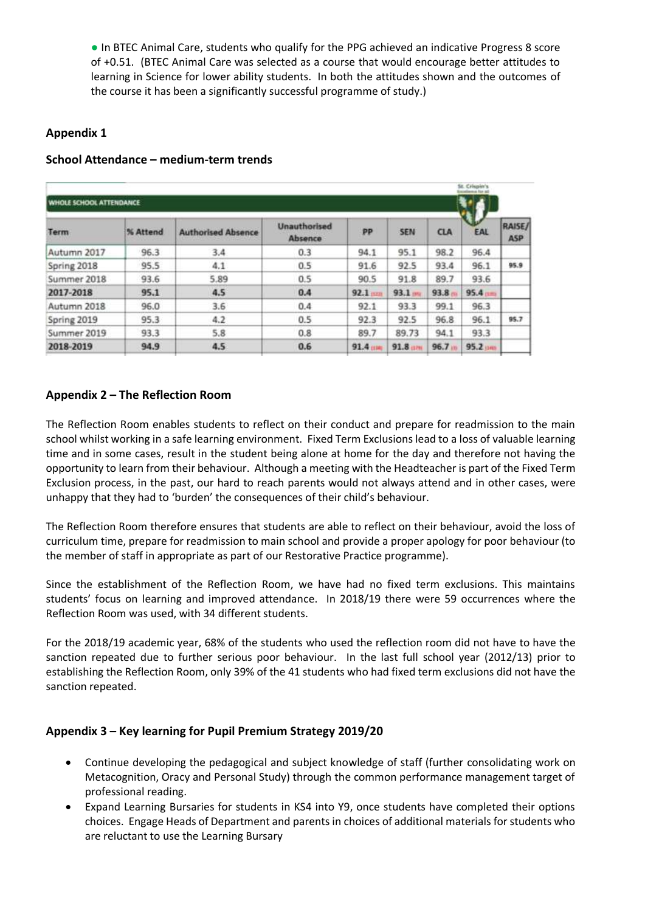- In BTEC Animal Care, students who qualify for the PPG achieved an indicative Progress 8 score of +0.51. (BTEC Animal Care was selected as a course that would encourage better attitudes to learning in Science for lower ability students. In both the attitudes shown and the outcomes of the course it has been a significantly successful programme of study.)

## Appendix 1

### School Attendance – medium-term trends

WHOLE SCHOOL ATTENDANCE

| Term | % Attend | Authorised Absence | Unauthorised Absence | PP | SEN | CLA | EAL | RAISE/ ASP |
|---|---|---|---|---|---|---|---|---|
| Autumn 2017 | 96.3 | 3.4 | 0.3 | 94.1 | 95.1 | 98.2 | 96.4 | |
| Spring 2018 | 95.5 | 4.1 | 0.5 | 91.6 | 92.5 | 93.4 | 96.1 | 95.9 |
| Summer 2018 | 93.6 | 5.89 | 0.5 | 90.5 | 91.8 | 89.7 | 93.6 | |
| **2017-2018** | **95.1** | **4.5** | **0.4** | **92.1** | **93.1** | **93.8** | **95.4** | |
| Autumn 2018 | 96.0 | 3.6 | 0.4 | 92.1 | 93.3 | 99.1 | 96.3 | |
| Spring 2019 | 95.3 | 4.2 | 0.5 | 92.3 | 92.5 | 96.8 | 96.1 | 95.7 |
| Summer 2019 | 93.3 | 5.8 | 0.8 | 89.7 | 89.73 | 94.1 | 93.3 | |
| **2018-2019** | **94.9** | **4.5** | **0.6** | **91.4** | **91.8** | **96.7** | **95.2** | |

## Appendix 2 – The Reflection Room

The Reflection Room enables students to reflect on their conduct and prepare for readmission to the main school whilst working in a safe learning environment. Fixed Term Exclusions lead to a loss of valuable learning time and in some cases, result in the student being alone at home for the day and therefore not having the opportunity to learn from their behaviour. Although a meeting with the Headteacher is part of the Fixed Term Exclusion process, in the past, our hard to reach parents would not always attend and in other cases, were unhappy that they had to 'burden' the consequences of their child's behaviour.

The Reflection Room therefore ensures that students are able to reflect on their behaviour, avoid the loss of curriculum time, prepare for readmission to main school and provide a proper apology for poor behaviour (to the member of staff in appropriate as part of our Restorative Practice programme).

Since the establishment of the Reflection Room, we have had no fixed term exclusions. This maintains students' focus on learning and improved attendance. In 2018/19 there were 59 occurrences where the Reflection Room was used, with 34 different students.

For the 2018/19 academic year, 68% of the students who used the reflection room did not have to have the sanction repeated due to further serious poor behaviour. In the last full school year (2012/13) prior to establishing the Reflection Room, only 39% of the 41 students who had fixed term exclusions did not have the sanction repeated.

## Appendix 3 – Key learning for Pupil Premium Strategy 2019/20

- Continue developing the pedagogical and subject knowledge of staff (further consolidating work on Metacognition, Oracy and Personal Study) through the common performance management target of professional reading.
- Expand Learning Bursaries for students in KS4 into Y9, once students have completed their options choices. Engage Heads of Department and parents in choices of additional materials for students who are reluctant to use the Learning Bursary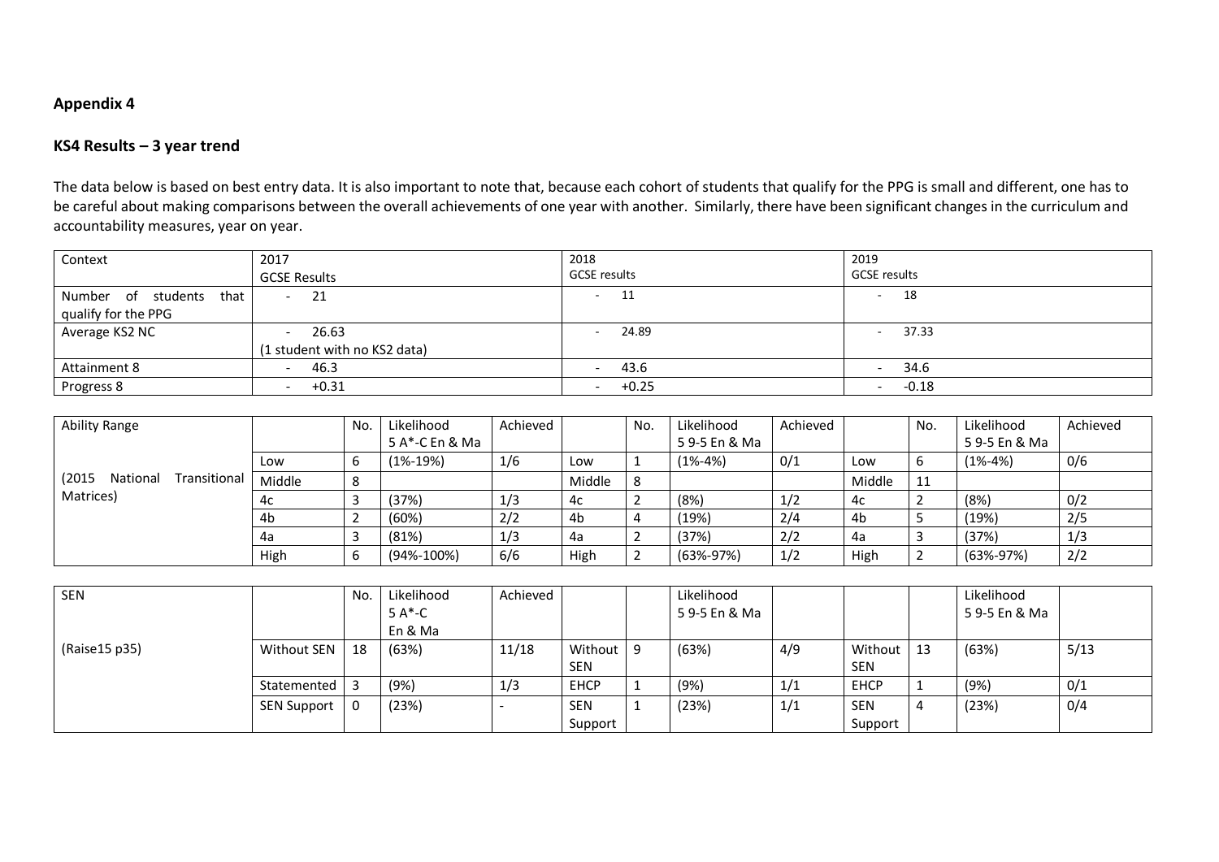## Appendix 4

### KS4 Results – 3 year trend

The data below is based on best entry data. It is also important to note that, because each cohort of students that qualify for the PPG is small and different, one has to be careful about making comparisons between the overall achievements of one year with another. Similarly, there have been significant changes in the curriculum and accountability measures, year on year.

| Context | 2017 GCSE Results | 2018 GCSE results | 2019 GCSE results |
|---|---|---|---|
| Number of students that qualify for the PPG | - 21 | - 11 | - 18 |
| Average KS2 NC | - 26.63 (1 student with no KS2 data) | - 24.89 | - 37.33 |
| Attainment 8 | - 46.3 | - 43.6 | - 34.6 |
| Progress 8 | - +0.31 | - +0.25 | - -0.18 |

| Ability Range | | No. | Likelihood 5 A*-C En & Ma | Achieved | | No. | Likelihood 5 9-5 En & Ma | Achieved | | No. | Likelihood 5 9-5 En & Ma | Achieved |
|---|---|---|---|---|---|---|---|---|---|---|---|---|
| (2015 National Transitional Matrices) | Low | 6 | (1%-19%) | 1/6 | Low | 1 | (1%-4%) | 0/1 | Low | 6 | (1%-4%) | 0/6 |
| | Middle | 8 | | | Middle | 8 | | | Middle | 11 | | |
| | 4c | 3 | (37%) | 1/3 | 4c | 2 | (8%) | 1/2 | 4c | 2 | (8%) | 0/2 |
| | 4b | 2 | (60%) | 2/2 | 4b | 4 | (19%) | 2/4 | 4b | 5 | (19%) | 2/5 |
| | 4a | 3 | (81%) | 1/3 | 4a | 2 | (37%) | 2/2 | 4a | 3 | (37%) | 1/3 |
| | High | 6 | (94%-100%) | 6/6 | High | 2 | (63%-97%) | 1/2 | High | 2 | (63%-97%) | 2/2 |

| SEN | | No. | Likelihood 5 A*-C En & Ma | Achieved | | | Likelihood 5 9-5 En & Ma | | | | Likelihood 5 9-5 En & Ma | |
|---|---|---|---|---|---|---|---|---|---|---|---|---|
| (Raise15 p35) | Without SEN | 18 | (63%) | 11/18 | Without SEN | 9 | (63%) | 4/9 | Without SEN | 13 | (63%) | 5/13 |
| | Statemented | 3 | (9%) | 1/3 | EHCP | 1 | (9%) | 1/1 | EHCP | 1 | (9%) | 0/1 |
| | SEN Support | 0 | (23%) | - | SEN Support | 1 | (23%) | 1/1 | SEN Support | 4 | (23%) | 0/4 |